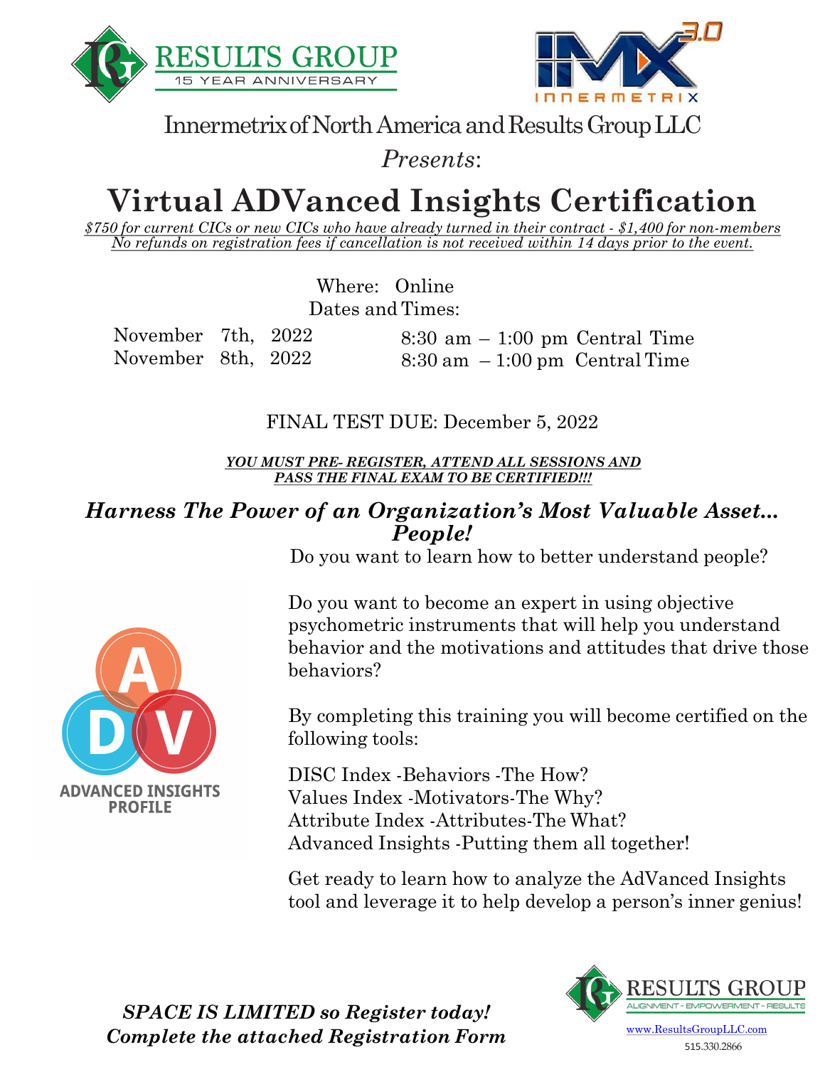RESULTS GROUP
15 YEAR ANNIVERSARY

INNERMETRIX 3.0

Innermetrix of North America and Results Group LLC

*Presents*:

# Virtual ADVanced Insights Certification

*$750 for current CICs or new CICs who have already turned in their contract - $1,400 for non-members*
*No refunds on registration fees if cancellation is not received within 14 days prior to the event.*

Where: Online
Dates and Times:

| | |
|---|---|
| November 7th, 2022 | 8:30 am – 1:00 pm Central Time |
| November 8th, 2022 | 8:30 am – 1:00 pm Central Time |

FINAL TEST DUE: December 5, 2022

***YOU MUST PRE- REGISTER, ATTEND ALL SESSIONS AND PASS THE FINAL EXAM TO BE CERTIFIED!!!***

## *Harness The Power of an Organization's Most Valuable Asset... People!*

Do you want to learn how to better understand people?

Do you want to become an expert in using objective psychometric instruments that will help you understand behavior and the motivations and attitudes that drive those behaviors?

ADVANCED INSIGHTS PROFILE

By completing this training you will become certified on the following tools:

DISC Index -Behaviors -The How?
Values Index -Motivators-The Why?
Attribute Index -Attributes-The What?
Advanced Insights -Putting them all together!

Get ready to learn how to analyze the AdVanced Insights tool and leverage it to help develop a person's inner genius!

***SPACE IS LIMITED so Register today!***
***Complete the attached Registration Form***

RESULTS GROUP
ALIGNMENT - EMPOWERMENT - RESULTS
www.ResultsGroupLLC.com
515.330.2866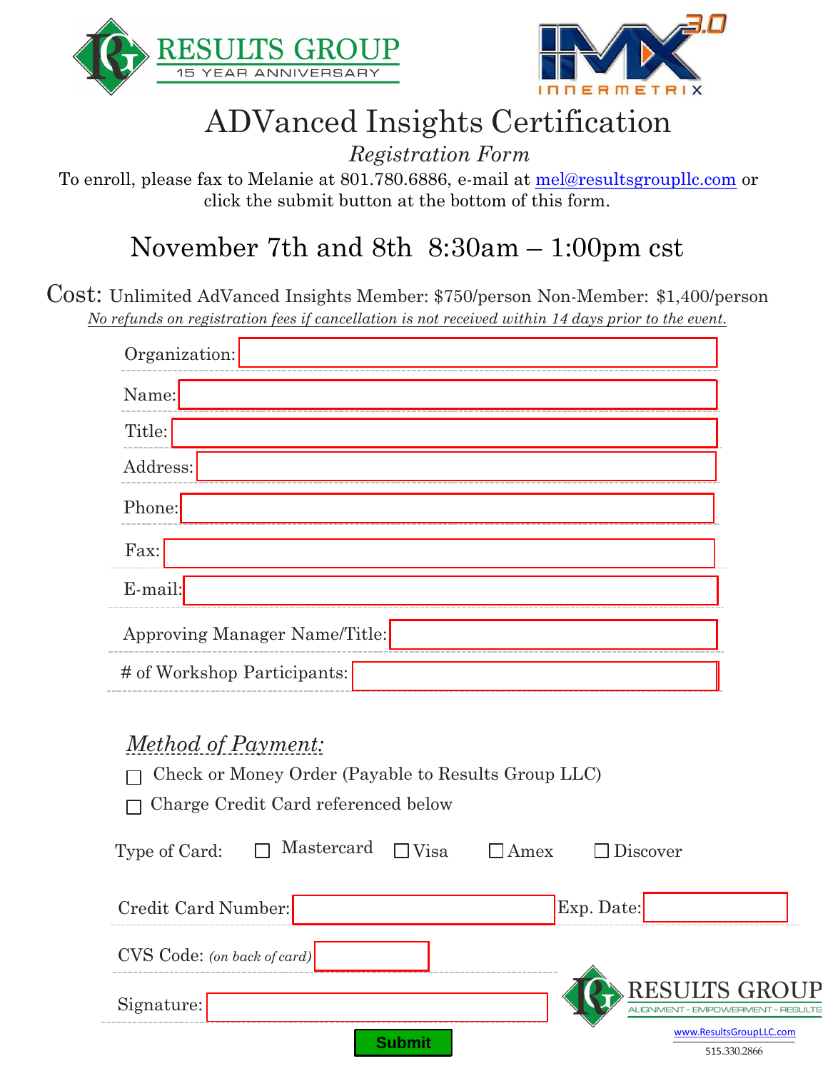RESULTS GROUP
15 YEAR ANNIVERSARY

INNERMETRIX 3.0

# ADVanced Insights Certification

*Registration Form*

To enroll, please fax to Melanie at 801.780.6886, e-mail at mel@resultsgroupllc.com or click the submit button at the bottom of this form.

## November 7th and 8th 8:30am – 1:00pm cst

Cost: Unlimited AdVanced Insights Member: $750/person Non-Member: $1,400/person

*No refunds on registration fees if cancellation is not received within 14 days prior to the event.*

Organization:

Name:

Title:

Address:

Phone:

Fax:

E-mail:

Approving Manager Name/Title:

# of Workshop Participants:

*Method of Payment:*

☐ Check or Money Order (Payable to Results Group LLC)

☐ Charge Credit Card referenced below

Type of Card: ☐ Mastercard ☐ Visa ☐ Amex ☐ Discover

Credit Card Number: Exp. Date:

CVS Code: *(on back of card)*

Signature:

Submit

RESULTS GROUP
ALIGNMENT - EMPOWERMENT - RESULTS
www.ResultsGroupLLC.com
515.330.2866